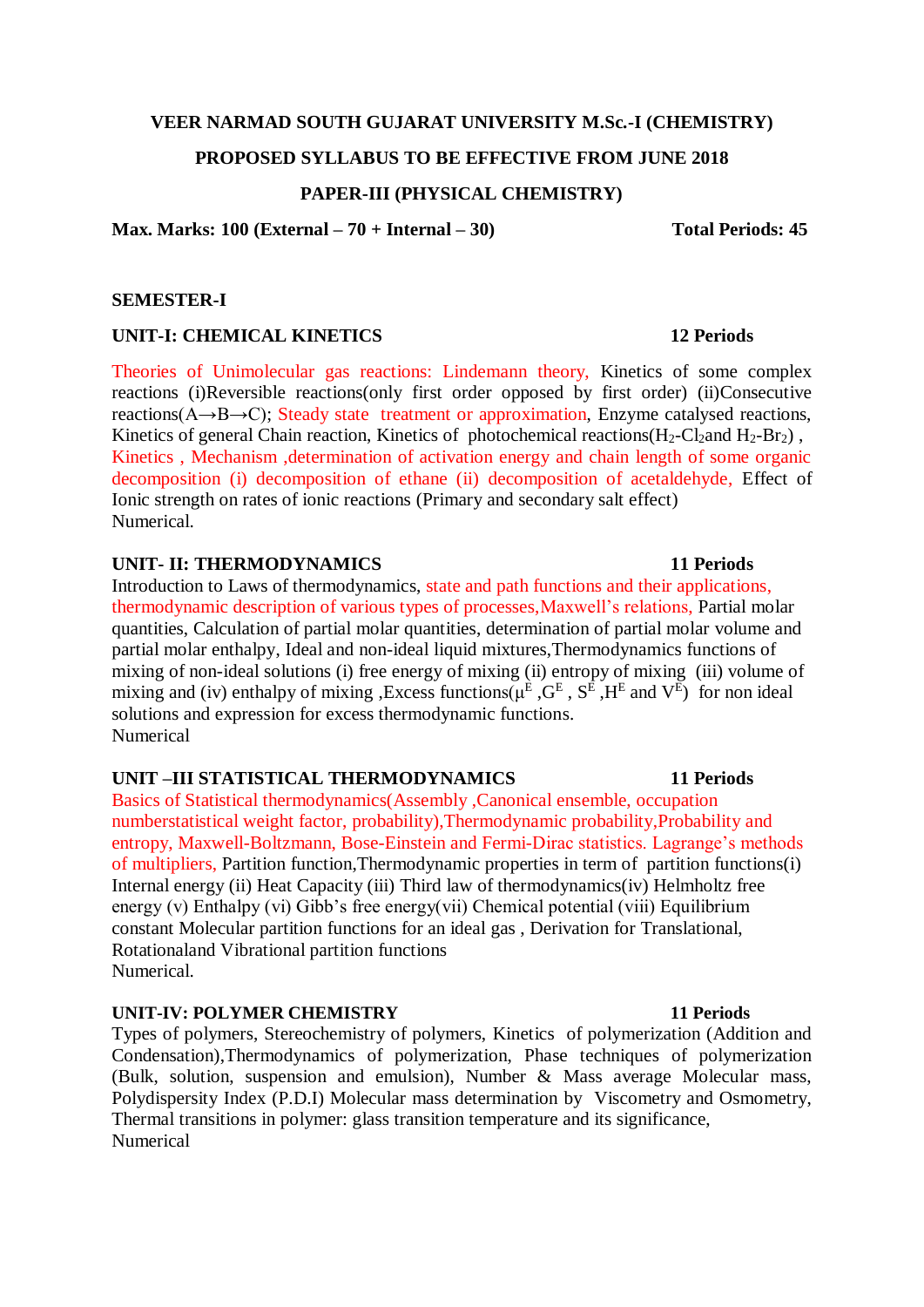**VEER NARMAD SOUTH GUJARAT UNIVERSITY M.Sc.-I (CHEMISTRY)**

**PROPOSED SYLLABUS TO BE EFFECTIVE FROM JUNE 2018**

**PAPER-III (PHYSICAL CHEMISTRY)**

**Max. Marks: 100 (External – 70 + Internal – 30)** **Total Periods: 45**

**SEMESTER-I**

**UNIT-I: CHEMICAL KINETICS** **12 Periods**

Theories of Unimolecular gas reactions: Lindemann theory, Kinetics of some complex reactions (i)Reversible reactions(only first order opposed by first order) (ii)Consecutive reactions(A→B→C); Steady state treatment or approximation, Enzyme catalysed reactions, Kinetics of general Chain reaction, Kinetics of photochemical reactions($H_2$-$Cl_2$and $H_2$-$Br_2$) , Kinetics , Mechanism ,determination of activation energy and chain length of some organic decomposition (i) decomposition of ethane (ii) decomposition of acetaldehyde, Effect of Ionic strength on rates of ionic reactions (Primary and secondary salt effect)
Numerical.

**UNIT- II: THERMODYNAMICS** **11 Periods**

Introduction to Laws of thermodynamics, state and path functions and their applications, thermodynamic description of various types of processes,Maxwell's relations, Partial molar quantities, Calculation of partial molar quantities, determination of partial molar volume and partial molar enthalpy, Ideal and non-ideal liquid mixtures,Thermodynamics functions of mixing of non-ideal solutions (i) free energy of mixing (ii) entropy of mixing (iii) volume of mixing and (iv) enthalpy of mixing ,Excess functions($\mu^E$ ,$G^E$ , $S^E$ ,$H^E$ and $V^E$) for non ideal solutions and expression for excess thermodynamic functions.
Numerical

**UNIT –III STATISTICAL THERMODYNAMICS** **11 Periods**

Basics of Statistical thermodynamics(Assembly ,Canonical ensemble, occupation numberstatistical weight factor, probability),Thermodynamic probability,Probability and entropy, Maxwell-Boltzmann, Bose-Einstein and Fermi-Dirac statistics. Lagrange's methods of multipliers, Partition function,Thermodynamic properties in term of partition functions(i) Internal energy (ii) Heat Capacity (iii) Third law of thermodynamics(iv) Helmholtz free energy (v) Enthalpy (vi) Gibb's free energy(vii) Chemical potential (viii) Equilibrium constant Molecular partition functions for an ideal gas , Derivation for Translational, Rotationaland Vibrational partition functions
Numerical.

**UNIT-IV: POLYMER CHEMISTRY** **11 Periods**

Types of polymers, Stereochemistry of polymers, Kinetics of polymerization (Addition and Condensation),Thermodynamics of polymerization, Phase techniques of polymerization (Bulk, solution, suspension and emulsion), Number & Mass average Molecular mass, Polydispersity Index (P.D.I) Molecular mass determination by Viscometry and Osmometry, Thermal transitions in polymer: glass transition temperature and its significance,
Numerical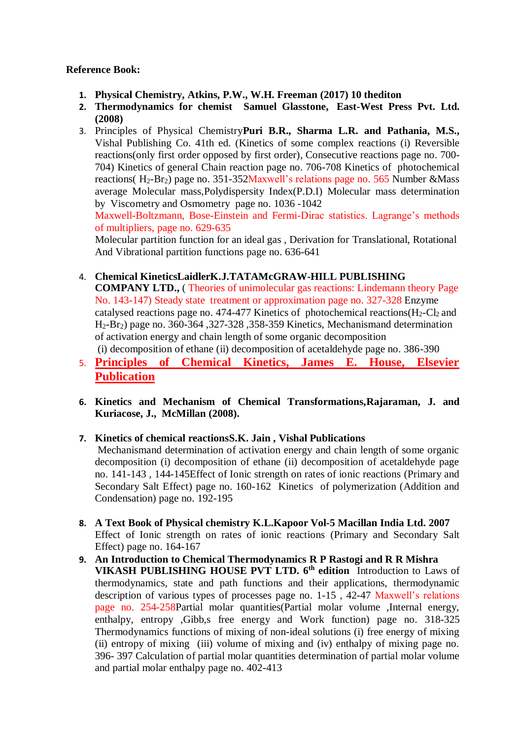**Reference Book:**

1. **Physical Chemistry, Atkins, P.W., W.H. Freeman (2017) 10 thediton**
2. **Thermodynamics for chemist Samuel Glasstone, East-West Press Pvt. Ltd. (2008)**
3. Principles of Physical Chemistry**Puri B.R., Sharma L.R. and Pathania, M.S.,** Vishal Publishing Co. 41th ed. (Kinetics of some complex reactions (i) Reversible reactions(only first order opposed by first order), Consecutive reactions page no. 700-704) Kinetics of general Chain reaction page no. 706-708 Kinetics of photochemical reactions( $H_2$-$Br_2$) page no. 351-352Maxwell's relations page no. 565 Number &Mass average Molecular mass,Polydispersity Index(P.D.I) Molecular mass determination by Viscometry and Osmometry page no. 1036 -1042

   Maxwell-Boltzmann, Bose-Einstein and Fermi-Dirac statistics. Lagrange's methods of multipliers, page no. 629-635

   Molecular partition function for an ideal gas , Derivation for Translational, Rotational And Vibrational partition functions page no. 636-641

4. **Chemical KineticsLaidlerK.J.TATAMcGRAW-HILL PUBLISHING COMPANY LTD.,** ( Theories of unimolecular gas reactions: Lindemann theory Page No. 143-147) Steady state treatment or approximation page no. 327-328 Enzyme catalysed reactions page no. 474-477 Kinetics of photochemical reactions($H_2$-$Cl_2$ and $H_2$-$Br_2$) page no. 360-364 ,327-328 ,358-359 Kinetics, Mechanismand determination of activation energy and chain length of some organic decomposition (i) decomposition of ethane (ii) decomposition of acetaldehyde page no. 386-390
5. **Principles of Chemical Kinetics, James E. House, Elsevier Publication**

6. **Kinetics and Mechanism of Chemical Transformations,Rajaraman, J. and Kuriacose, J., McMillan (2008).**

7. **Kinetics of chemical reactionsS.K. Jain , Vishal Publications**
   Mechanismand determination of activation energy and chain length of some organic decomposition (i) decomposition of ethane (ii) decomposition of acetaldehyde page no. 141-143 , 144-145Effect of Ionic strength on rates of ionic reactions (Primary and Secondary Salt Effect) page no. 160-162 Kinetics of polymerization (Addition and Condensation) page no. 192-195

8. **A Text Book of Physical chemistry K.L.Kapoor Vol-5 Macillan India Ltd. 2007**
   Effect of Ionic strength on rates of ionic reactions (Primary and Secondary Salt Effect) page no. 164-167
9. **An Introduction to Chemical Thermodynamics R P Rastogi and R R Mishra VIKASH PUBLISHING HOUSE PVT LTD. 6th edition** Introduction to Laws of thermodynamics, state and path functions and their applications, thermodynamic description of various types of processes page no. 1-15 , 42-47 Maxwell's relations page no. 254-258Partial molar quantities(Partial molar volume ,Internal energy, enthalpy, entropy ,Gibb,s free energy and Work function) page no. 318-325 Thermodynamics functions of mixing of non-ideal solutions (i) free energy of mixing (ii) entropy of mixing (iii) volume of mixing and (iv) enthalpy of mixing page no. 396- 397 Calculation of partial molar quantities determination of partial molar volume and partial molar enthalpy page no. 402-413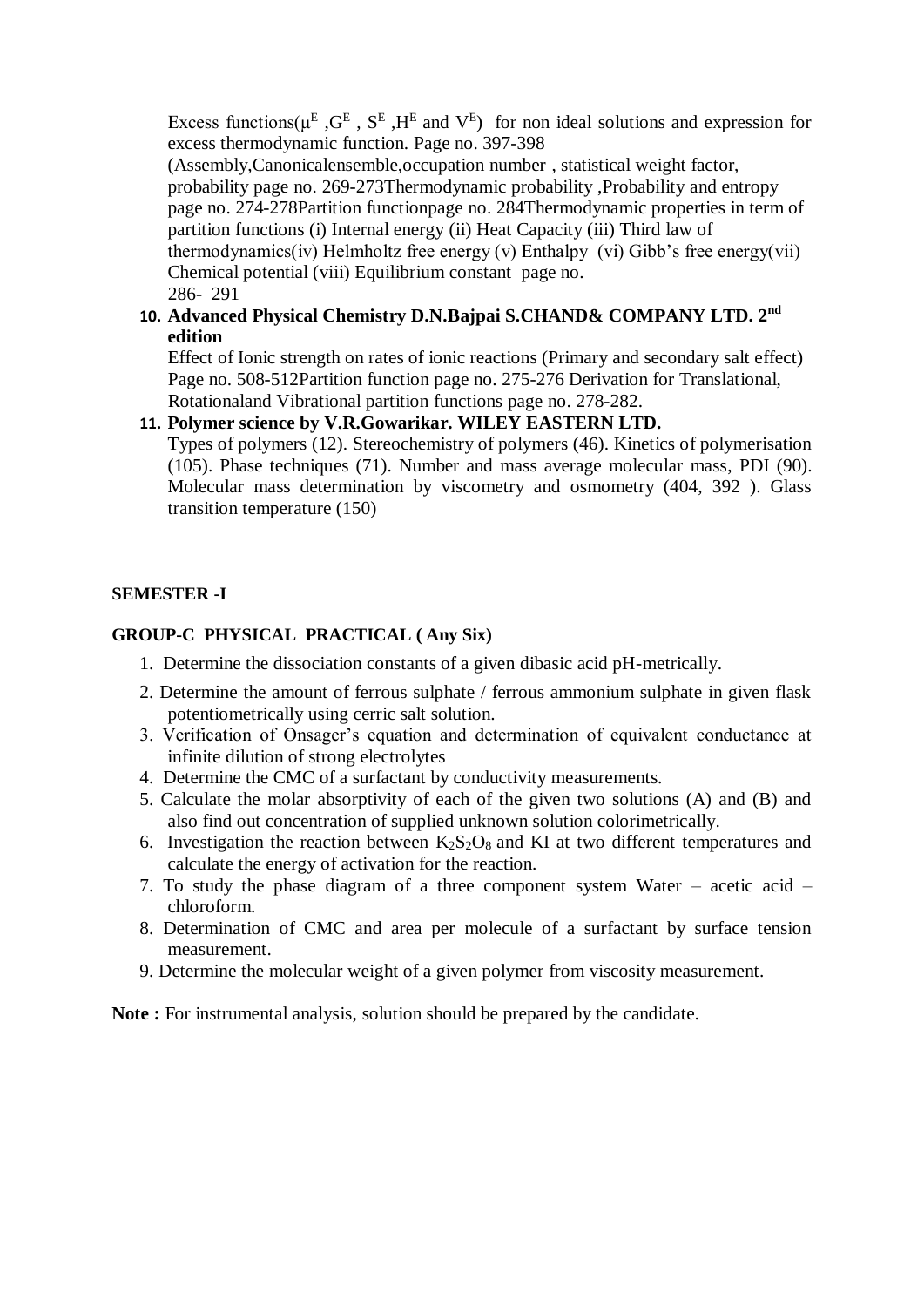Excess functions($\mu^E$ ,$G^E$ , $S^E$ ,$H^E$ and $V^E$) for non ideal solutions and expression for excess thermodynamic function. Page no. 397-398

(Assembly,Canonicalensemble,occupation number , statistical weight factor, probability page no. 269-273Thermodynamic probability ,Probability and entropy page no. 274-278Partition functionpage no. 284Thermodynamic properties in term of partition functions (i) Internal energy (ii) Heat Capacity (iii) Third law of thermodynamics(iv) Helmholtz free energy (v) Enthalpy (vi) Gibb's free energy(vii) Chemical potential (viii) Equilibrium constant page no. 286- 291

10. **Advanced Physical Chemistry D.N.Bajpai S.CHAND& COMPANY LTD. 2nd edition**

    Effect of Ionic strength on rates of ionic reactions (Primary and secondary salt effect) Page no. 508-512Partition function page no. 275-276 Derivation for Translational, Rotationaland Vibrational partition functions page no. 278-282.

11. **Polymer science by V.R.Gowarikar. WILEY EASTERN LTD.**

    Types of polymers (12). Stereochemistry of polymers (46). Kinetics of polymerisation (105). Phase techniques (71). Number and mass average molecular mass, PDI (90). Molecular mass determination by viscometry and osmometry (404, 392 ). Glass transition temperature (150)

**SEMESTER -I**

**GROUP-C PHYSICAL PRACTICAL ( Any Six)**

1. Determine the dissociation constants of a given dibasic acid pH-metrically.
2. Determine the amount of ferrous sulphate / ferrous ammonium sulphate in given flask potentiometrically using cerric salt solution.
3. Verification of Onsager's equation and determination of equivalent conductance at infinite dilution of strong electrolytes
4. Determine the CMC of a surfactant by conductivity measurements.
5. Calculate the molar absorptivity of each of the given two solutions (A) and (B) and also find out concentration of supplied unknown solution colorimetrically.
6. Investigation the reaction between $K_2S_2O_8$ and KI at two different temperatures and calculate the energy of activation for the reaction.
7. To study the phase diagram of a three component system Water – acetic acid – chloroform.
8. Determination of CMC and area per molecule of a surfactant by surface tension measurement.
9. Determine the molecular weight of a given polymer from viscosity measurement.

**Note :** For instrumental analysis, solution should be prepared by the candidate.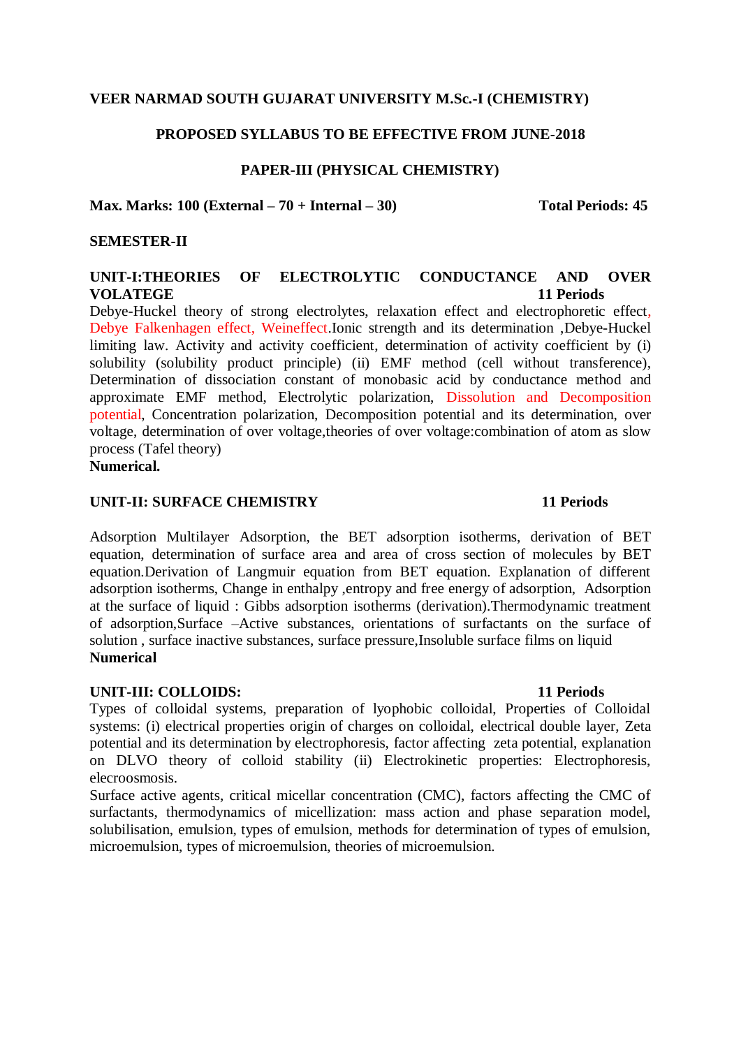**VEER NARMAD SOUTH GUJARAT UNIVERSITY M.Sc.-I (CHEMISTRY)**

**PROPOSED SYLLABUS TO BE EFFECTIVE FROM JUNE-2018**

**PAPER-III (PHYSICAL CHEMISTRY)**

**Max. Marks: 100 (External – 70 + Internal – 30)** **Total Periods: 45**

**SEMESTER-II**

**UNIT-I:THEORIES OF ELECTROLYTIC CONDUCTANCE AND OVER VOLATEGE** **11 Periods**

Debye-Huckel theory of strong electrolytes, relaxation effect and electrophoretic effect, Debye Falkenhagen effect, Weineffect.Ionic strength and its determination ,Debye-Huckel limiting law. Activity and activity coefficient, determination of activity coefficient by (i) solubility (solubility product principle) (ii) EMF method (cell without transference), Determination of dissociation constant of monobasic acid by conductance method and approximate EMF method, Electrolytic polarization, Dissolution and Decomposition potential, Concentration polarization, Decomposition potential and its determination, over voltage, determination of over voltage,theories of over voltage:combination of atom as slow process (Tafel theory)

**Numerical.**

**UNIT-II: SURFACE CHEMISTRY** **11 Periods**

Adsorption Multilayer Adsorption, the BET adsorption isotherms, derivation of BET equation, determination of surface area and area of cross section of molecules by BET equation.Derivation of Langmuir equation from BET equation. Explanation of different adsorption isotherms, Change in enthalpy ,entropy and free energy of adsorption, Adsorption at the surface of liquid : Gibbs adsorption isotherms (derivation).Thermodynamic treatment of adsorption,Surface –Active substances, orientations of surfactants on the surface of solution , surface inactive substances, surface pressure,Insoluble surface films on liquid

**Numerical**

**UNIT-III: COLLOIDS:** **11 Periods**

Types of colloidal systems, preparation of lyophobic colloidal, Properties of Colloidal systems: (i) electrical properties origin of charges on colloidal, electrical double layer, Zeta potential and its determination by electrophoresis, factor affecting zeta potential, explanation on DLVO theory of colloid stability (ii) Electrokinetic properties: Electrophoresis, elecroosmosis.

Surface active agents, critical micellar concentration (CMC), factors affecting the CMC of surfactants, thermodynamics of micellization: mass action and phase separation model, solubilisation, emulsion, types of emulsion, methods for determination of types of emulsion, microemulsion, types of microemulsion, theories of microemulsion.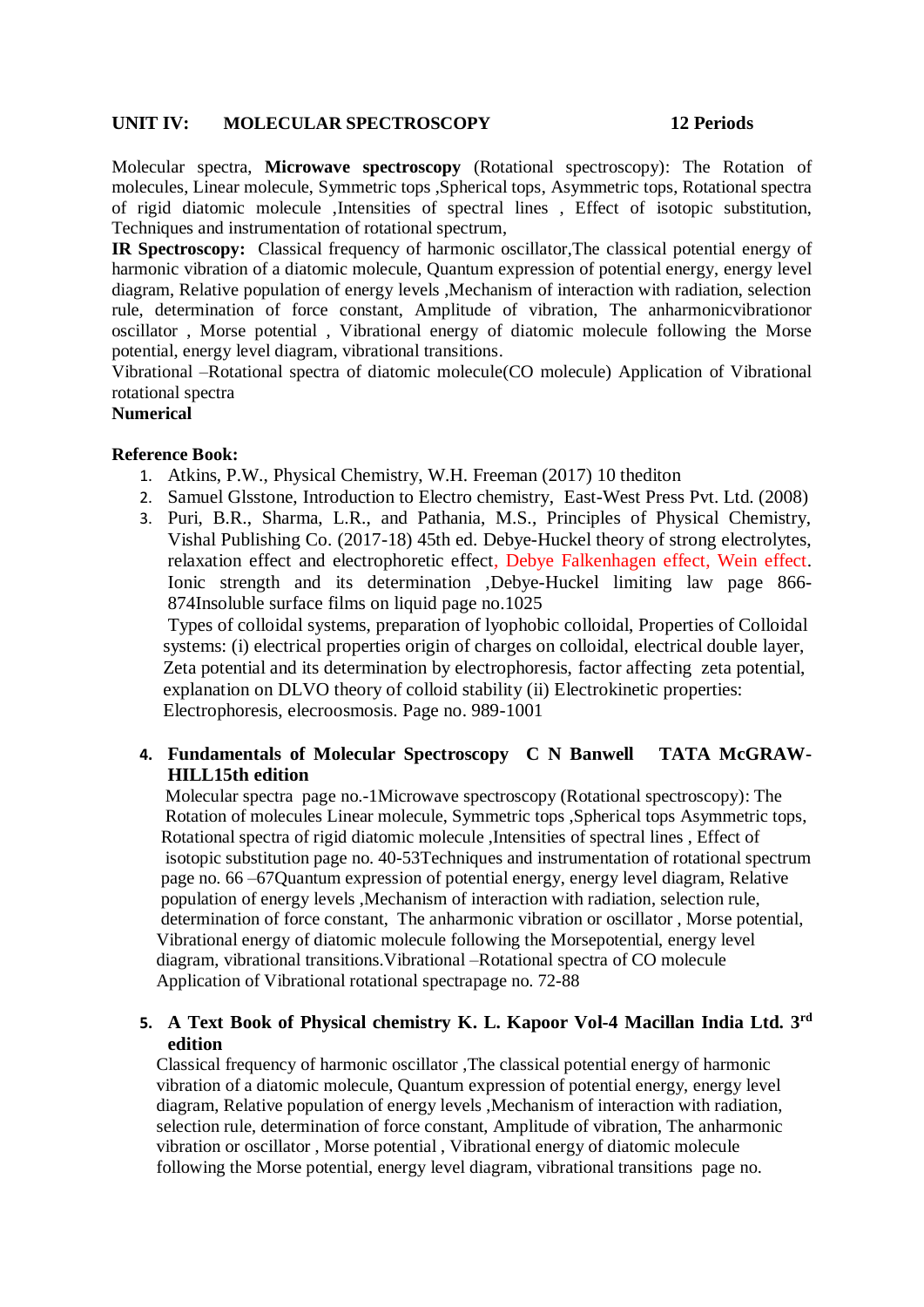**UNIT IV: MOLECULAR SPECTROSCOPY 12 Periods**

Molecular spectra, **Microwave spectroscopy** (Rotational spectroscopy): The Rotation of molecules, Linear molecule, Symmetric tops ,Spherical tops, Asymmetric tops, Rotational spectra of rigid diatomic molecule ,Intensities of spectral lines , Effect of isotopic substitution, Techniques and instrumentation of rotational spectrum,

**IR Spectroscopy:** Classical frequency of harmonic oscillator,The classical potential energy of harmonic vibration of a diatomic molecule, Quantum expression of potential energy, energy level diagram, Relative population of energy levels ,Mechanism of interaction with radiation, selection rule, determination of force constant, Amplitude of vibration, The anharmonicvibrationor oscillator , Morse potential , Vibrational energy of diatomic molecule following the Morse potential, energy level diagram, vibrational transitions.

Vibrational –Rotational spectra of diatomic molecule(CO molecule) Application of Vibrational rotational spectra

**Numerical**

**Reference Book:**

1. Atkins, P.W., Physical Chemistry, W.H. Freeman (2017) 10 thediton
2. Samuel Glsstone, Introduction to Electro chemistry, East-West Press Pvt. Ltd. (2008)
3. Puri, B.R., Sharma, L.R., and Pathania, M.S., Principles of Physical Chemistry, Vishal Publishing Co. (2017-18) 45th ed. Debye-Huckel theory of strong electrolytes, relaxation effect and electrophoretic effect, Debye Falkenhagen effect, Wein effect. Ionic strength and its determination ,Debye-Huckel limiting law page 866-874Insoluble surface films on liquid page no.1025

   Types of colloidal systems, preparation of lyophobic colloidal, Properties of Colloidal systems: (i) electrical properties origin of charges on colloidal, electrical double layer, Zeta potential and its determination by electrophoresis, factor affecting zeta potential, explanation on DLVO theory of colloid stability (ii) Electrokinetic properties: Electrophoresis, elecroosmosis. Page no. 989-1001

4. **Fundamentals of Molecular Spectroscopy C N Banwell TATA McGRAW-HILL15th edition**

   Molecular spectra page no.-1Microwave spectroscopy (Rotational spectroscopy): The Rotation of molecules Linear molecule, Symmetric tops ,Spherical tops Asymmetric tops, Rotational spectra of rigid diatomic molecule ,Intensities of spectral lines , Effect of isotopic substitution page no. 40-53Techniques and instrumentation of rotational spectrum page no. 66 –67Quantum expression of potential energy, energy level diagram, Relative population of energy levels ,Mechanism of interaction with radiation, selection rule, determination of force constant, The anharmonic vibration or oscillator , Morse potential, Vibrational energy of diatomic molecule following the Morsepotential, energy level diagram, vibrational transitions.Vibrational –Rotational spectra of CO molecule Application of Vibrational rotational spectrapage no. 72-88

5. **A Text Book of Physical chemistry K. L. Kapoor Vol-4 Macillan India Ltd. 3rd edition**

   Classical frequency of harmonic oscillator ,The classical potential energy of harmonic vibration of a diatomic molecule, Quantum expression of potential energy, energy level diagram, Relative population of energy levels ,Mechanism of interaction with radiation, selection rule, determination of force constant, Amplitude of vibration, The anharmonic vibration or oscillator , Morse potential , Vibrational energy of diatomic molecule following the Morse potential, energy level diagram, vibrational transitions page no.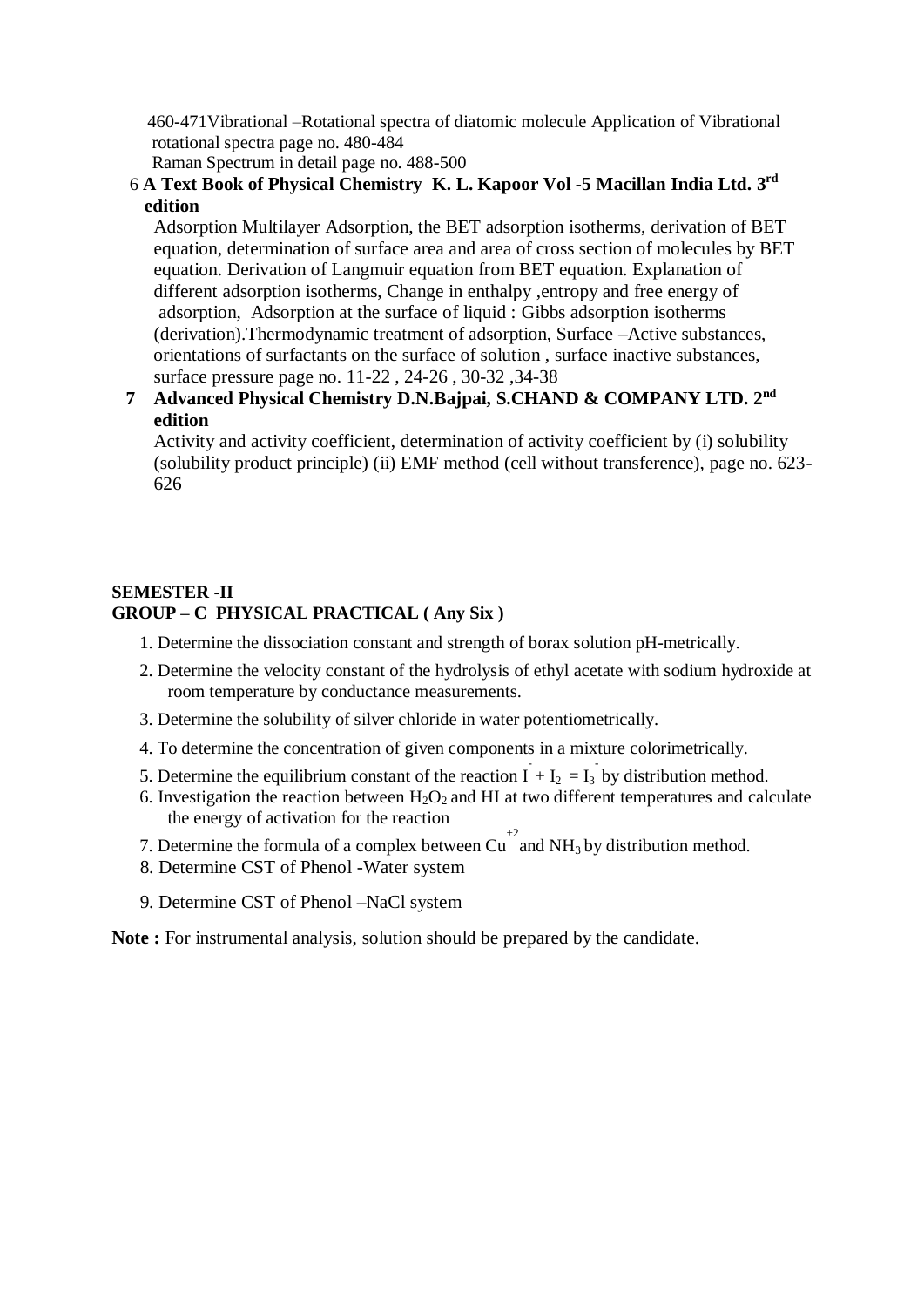460-471Vibrational –Rotational spectra of diatomic molecule Application of Vibrational rotational spectra page no. 480-484

Raman Spectrum in detail page no. 488-500

6 **A Text Book of Physical Chemistry K. L. Kapoor Vol -5 Macillan India Ltd. 3rd edition**

Adsorption Multilayer Adsorption, the BET adsorption isotherms, derivation of BET equation, determination of surface area and area of cross section of molecules by BET equation. Derivation of Langmuir equation from BET equation. Explanation of different adsorption isotherms, Change in enthalpy ,entropy and free energy of adsorption, Adsorption at the surface of liquid : Gibbs adsorption isotherms (derivation).Thermodynamic treatment of adsorption, Surface –Active substances, orientations of surfactants on the surface of solution , surface inactive substances, surface pressure page no. 11-22 , 24-26 , 30-32 ,34-38

**7 Advanced Physical Chemistry D.N.Bajpai, S.CHAND & COMPANY LTD. 2nd edition**

Activity and activity coefficient, determination of activity coefficient by (i) solubility (solubility product principle) (ii) EMF method (cell without transference), page no. 623-626

**SEMESTER -II**
**GROUP – C PHYSICAL PRACTICAL ( Any Six )**

1. Determine the dissociation constant and strength of borax solution pH-metrically.
2. Determine the velocity constant of the hydrolysis of ethyl acetate with sodium hydroxide at room temperature by conductance measurements.
3. Determine the solubility of silver chloride in water potentiometrically.
4. To determine the concentration of given components in a mixture colorimetrically.
5. Determine the equilibrium constant of the reaction $I^- + I_2 = I_3^-$ by distribution method.
6. Investigation the reaction between $H_2O_2$ and HI at two different temperatures and calculate the energy of activation for the reaction
7. Determine the formula of a complex between $Cu^{+2}$ and $NH_3$ by distribution method.
8. Determine CST of Phenol -Water system
9. Determine CST of Phenol –NaCl system

**Note :** For instrumental analysis, solution should be prepared by the candidate.